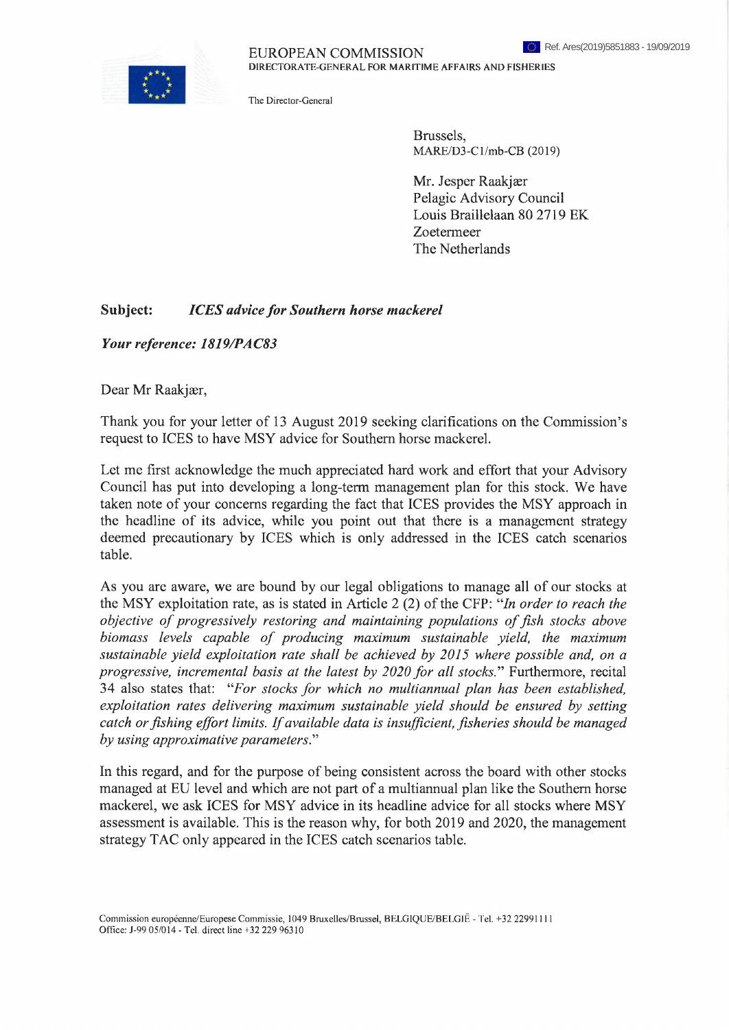EUROPEAN COMMISSION
DIRECTORATE-GENERAL FOR MARITIME AFFAIRS AND FISHERIES

The Director-General

Ref. Ares(2019)5851883 - 19/09/2019

Brussels,
MARE/D3-C1/mb-CB (2019)

Mr. Jesper Raakjær
Pelagic Advisory Council
Louis Braillelaan 80 2719 EK
Zoetermeer
The Netherlands

**Subject:** ***ICES advice for Southern horse mackerel***

***Your reference: 1819/PAC83***

Dear Mr Raakjær,

Thank you for your letter of 13 August 2019 seeking clarifications on the Commission's request to ICES to have MSY advice for Southern horse mackerel.

Let me first acknowledge the much appreciated hard work and effort that your Advisory Council has put into developing a long-term management plan for this stock. We have taken note of your concerns regarding the fact that ICES provides the MSY approach in the headline of its advice, while you point out that there is a management strategy deemed precautionary by ICES which is only addressed in the ICES catch scenarios table.

As you are aware, we are bound by our legal obligations to manage all of our stocks at the MSY exploitation rate, as is stated in Article 2 (2) of the CFP: "*In order to reach the objective of progressively restoring and maintaining populations of fish stocks above biomass levels capable of producing maximum sustainable yield, the maximum sustainable yield exploitation rate shall be achieved by 2015 where possible and, on a progressive, incremental basis at the latest by 2020 for all stocks.*" Furthermore, recital 34 also states that: "*For stocks for which no multiannual plan has been established, exploitation rates delivering maximum sustainable yield should be ensured by setting catch or fishing effort limits. If available data is insufficient, fisheries should be managed by using approximative parameters.*"

In this regard, and for the purpose of being consistent across the board with other stocks managed at EU level and which are not part of a multiannual plan like the Southern horse mackerel, we ask ICES for MSY advice in its headline advice for all stocks where MSY assessment is available. This is the reason why, for both 2019 and 2020, the management strategy TAC only appeared in the ICES catch scenarios table.

Commission européenne/Europese Commissie, 1049 Bruxelles/Brussel, BELGIQUE/BELGIË - Tel. +32 22991111
Office: J-99 05/014 - Tel. direct line +32 229 96310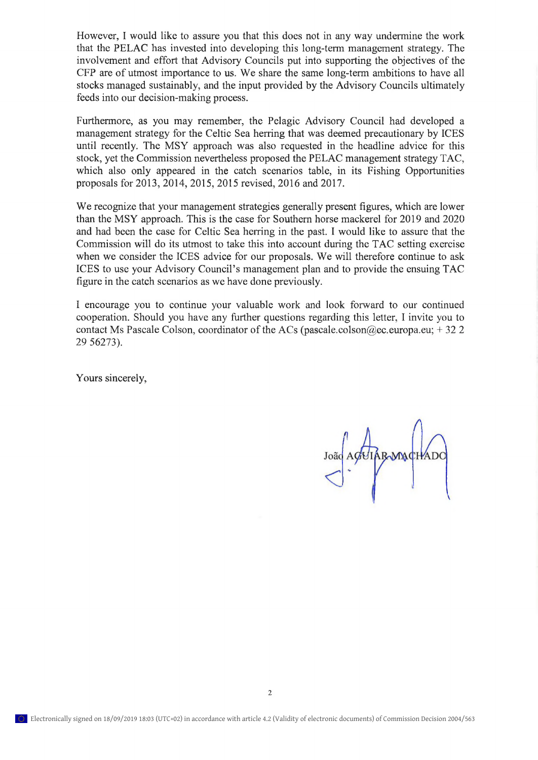However, I would like to assure you that this does not in any way undermine the work that the PELAC has invested into developing this long-term management strategy. The involvement and effort that Advisory Councils put into supporting the objectives of the CFP are of utmost importance to us. We share the same long-term ambitions to have all stocks managed sustainably, and the input provided by the Advisory Councils ultimately feeds into our decision-making process.

Furthermore, as you may remember, the Pelagic Advisory Council had developed a management strategy for the Celtic Sea herring that was deemed precautionary by ICES until recently. The MSY approach was also requested in the headline advice for this stock, yet the Commission nevertheless proposed the PELAC management strategy TAC, which also only appeared in the catch scenarios table, in its Fishing Opportunities proposals for 2013, 2014, 2015, 2015 revised, 2016 and 2017.

We recognize that your management strategies generally present figures, which are lower than the MSY approach. This is the case for Southern horse mackerel for 2019 and 2020 and had been the case for Celtic Sea herring in the past. I would like to assure that the Commission will do its utmost to take this into account during the TAC setting exercise when we consider the ICES advice for our proposals. We will therefore continue to ask ICES to use your Advisory Council's management plan and to provide the ensuing TAC figure in the catch scenarios as we have done previously.

I encourage you to continue your valuable work and look forward to our continued cooperation. Should you have any further questions regarding this letter, I invite you to contact Ms Pascale Colson, coordinator of the ACs (pascale.colson@ec.europa.eu; + 32 2 29 56273).

Yours sincerely,

João AGUIAR MACHADO

Electronically signed on 18/09/2019 18:03 (UTC+02) in accordance with article 4.2 (Validity of electronic documents) of Commission Decision 2004/563